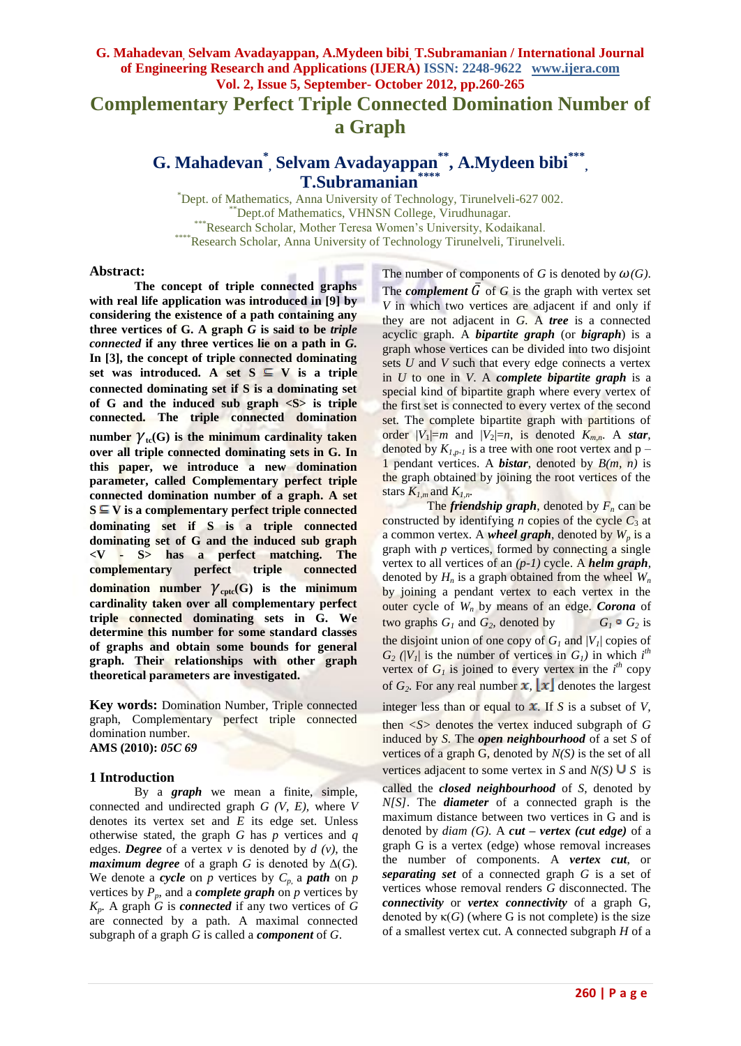# Complementary Perfect Triple Connected Domination Number of a Graph

**G. Mahadevan*, Selvam Avadayappan**, A.Mydeen bibi***, T.Subramanian****

*Dept. of Mathematics, Anna University of Technology, Tirunelveli-627 002.
**Dept.of Mathematics, VHNSN College, Virudhunagar.
***Research Scholar, Mother Teresa Women's University, Kodaikanal.
****Research Scholar, Anna University of Technology Tirunelveli, Tirunelveli.

**Abstract:**

**The concept of triple connected graphs with real life application was introduced in [9] by considering the existence of a path containing any three vertices of G. A graph *G* is said to be *triple connected* if any three vertices lie on a path in *G*. In [3], the concept of triple connected dominating set was introduced. A set S ⊆ V is a triple connected dominating set if S is a dominating set of G and the induced sub graph <S> is triple connected. The triple connected domination number $\gamma_{tc}$(G) is the minimum cardinality taken over all triple connected dominating sets in G. In this paper, we introduce a new domination parameter, called Complementary perfect triple connected domination number of a graph. A set S ⊆ V is a complementary perfect triple connected dominating set if S is a triple connected dominating set of G and the induced sub graph <V - S> has a perfect matching. The complementary perfect triple connected domination number $\gamma_{cptc}$(G) is the minimum cardinality taken over all complementary perfect triple connected dominating sets in G. We determine this number for some standard classes of graphs and obtain some bounds for general graph. Their relationships with other graph theoretical parameters are investigated.**

**Key words:** Domination Number, Triple connected graph, Complementary perfect triple connected domination number.
**AMS (2010):** *05C 69*

## 1 Introduction

By a ***graph*** we mean a finite, simple, connected and undirected graph *G (V, E)*, where *V* denotes its vertex set and *E* its edge set. Unless otherwise stated, the graph *G* has *p* vertices and *q* edges. ***Degree*** of a vertex *v* is denoted by *d (v)*, the ***maximum degree*** of a graph *G* is denoted by Δ(*G*). We denote a ***cycle*** on *p* vertices by $C_p$, a ***path*** on *p* vertices by $P_p$, and a ***complete graph*** on *p* vertices by $K_p$. A graph *G* is ***connected*** if any two vertices of *G* are connected by a path. A maximal connected subgraph of a graph *G* is called a ***component*** of *G*. The number of components of *G* is denoted by $\omega(G)$. The ***complement*** $\bar{G}$ of *G* is the graph with vertex set *V* in which two vertices are adjacent if and only if they are not adjacent in *G*. A ***tree*** is a connected acyclic graph. A ***bipartite graph*** (or ***bigraph***) is a graph whose vertices can be divided into two disjoint sets *U* and *V* such that every edge connects a vertex in *U* to one in *V*. A ***complete bipartite graph*** is a special kind of bipartite graph where every vertex of the first set is connected to every vertex of the second set. The complete bipartite graph with partitions of order $|V_1|=m$ and $|V_2|=n$, is denoted $K_{m,n}$. A ***star***, denoted by $K_{1,p-1}$ is a tree with one root vertex and p – 1 pendant vertices. A ***bistar***, denoted by *B(m, n)* is the graph obtained by joining the root vertices of the stars $K_{1,m}$ and $K_{1,n}$.

The ***friendship graph***, denoted by $F_n$ can be constructed by identifying *n* copies of the cycle $C_3$ at a common vertex. A ***wheel graph***, denoted by $W_p$ is a graph with *p* vertices, formed by connecting a single vertex to all vertices of an *(p-1)* cycle. A ***helm graph***, denoted by $H_n$ is a graph obtained from the wheel $W_n$ by joining a pendant vertex to each vertex in the outer cycle of $W_n$ by means of an edge. ***Corona*** of two graphs $G_1$ and $G_2$, denoted by $G_1 \circ G_2$ is the disjoint union of one copy of $G_1$ and $|V_1|$ copies of $G_2$ ($|V_1|$ is the number of vertices in $G_1$) in which $i^{th}$ vertex of $G_1$ is joined to every vertex in the $i^{th}$ copy of $G_2$. For any real number $x$, $\lfloor x \rfloor$ denotes the largest integer less than or equal to $x$. If *S* is a subset of *V*, then *<S>* denotes the vertex induced subgraph of *G* induced by *S*. The ***open neighbourhood*** of a set *S* of vertices of a graph G, denoted by *N(S)* is the set of all vertices adjacent to some vertex in *S* and *N(S)* ∪ *S* is called the ***closed neighbourhood*** of *S*, denoted by *N[S]*. The ***diameter*** of a connected graph is the maximum distance between two vertices in G and is denoted by *diam (G)*. A ***cut – vertex (cut edge)*** of a graph G is a vertex (edge) whose removal increases the number of components. A ***vertex cut***, or ***separating set*** of a connected graph *G* is a set of vertices whose removal renders *G* disconnected. The ***connectivity*** or ***vertex connectivity*** of a graph G, denoted by κ(*G*) (where G is not complete) is the size of a smallest vertex cut. A connected subgraph *H* of a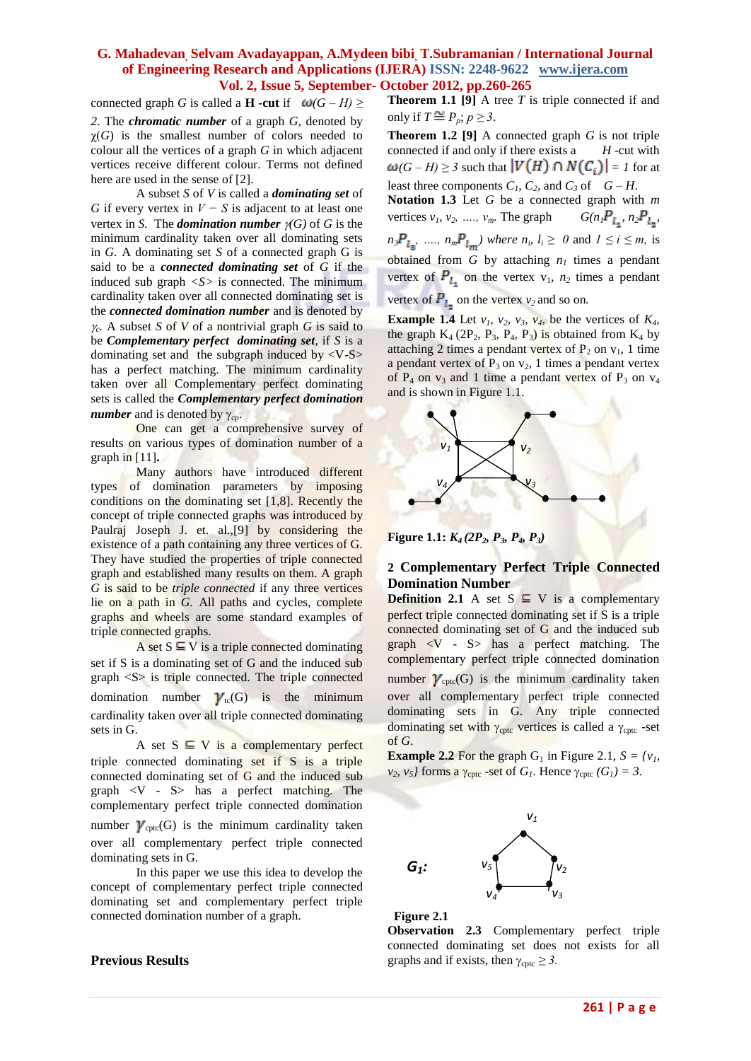connected graph $G$ is called a **H -cut** if $\omega(G - H) \geq 2$. The ***chromatic number*** of a graph $G$, denoted by $\chi(G)$ is the smallest number of colors needed to colour all the vertices of a graph $G$ in which adjacent vertices receive different colour. Terms not defined here are used in the sense of [2].

A subset $S$ of $V$ is called a ***dominating set*** of $G$ if every vertex in $V - S$ is adjacent to at least one vertex in $S$. The ***domination number*** $\gamma(G)$ of $G$ is the minimum cardinality taken over all dominating sets in $G$. A dominating set $S$ of a connected graph G is said to be a ***connected dominating set*** of $G$ if the induced sub graph $<S>$ is connected. The minimum cardinality taken over all connected dominating set is the ***connected domination number*** and is denoted by $\gamma_c$. A subset $S$ of $V$ of a nontrivial graph $G$ is said to be ***Complementary perfect dominating set***, if $S$ is a dominating set and the subgraph induced by $<V-S>$ has a perfect matching. The minimum cardinality taken over all Complementary perfect dominating sets is called the ***Complementary perfect domination number*** and is denoted by $\gamma_{cp}$.

One can get a comprehensive survey of results on various types of domination number of a graph in [11].

Many authors have introduced different types of domination parameters by imposing conditions on the dominating set [1,8]. Recently the concept of triple connected graphs was introduced by Paulraj Joseph J. et. al.,[9] by considering the existence of a path containing any three vertices of G. They have studied the properties of triple connected graph and established many results on them. A graph $G$ is said to be *triple connected* if any three vertices lie on a path in $G$. All paths and cycles, complete graphs and wheels are some standard examples of triple connected graphs.

A set $S \subseteq V$ is a triple connected dominating set if S is a dominating set of G and the induced sub graph $<S>$ is triple connected. The triple connected domination number $\gamma_{tc}(G)$ is the minimum cardinality taken over all triple connected dominating sets in G.

A set $S \subseteq V$ is a complementary perfect triple connected dominating set if S is a triple connected dominating set of G and the induced sub graph $<V - S>$ has a perfect matching. The complementary perfect triple connected domination number $\gamma_{cptc}(G)$ is the minimum cardinality taken over all complementary perfect triple connected dominating sets in G.

In this paper we use this idea to develop the concept of complementary perfect triple connected dominating set and complementary perfect triple connected domination number of a graph.

## Previous Results

**Theorem 1.1 [9]** A tree $T$ is triple connected if and only if $T \cong P_p$; $p \geq 3$.

**Theorem 1.2 [9]** A connected graph $G$ is not triple connected if and only if there exists a $H$ -cut with $\omega(G - H) \geq 3$ such that $|V(H) \cap N(C_i)| = 1$ for at least three components $C_1$, $C_2$, and $C_3$ of $G - H$.

**Notation 1.3** Let $G$ be a connected graph with $m$ vertices $v_1, v_2, \ldots, v_m$. The graph $G(n_1P_{l_1}, n_2P_{l_2}, n_3P_{l_3}, \ldots, n_mP_{l_m})$ where $n_i, l_i \geq 0$ and $1 \leq i \leq m$, is obtained from $G$ by attaching $n_1$ times a pendant vertex of $P_{l_1}$ on the vertex $v_1$, $n_2$ times a pendant vertex of $P_{l_2}$ on the vertex $v_2$ and so on.

**Example 1.4** Let $v_1, v_2, v_3, v_4$, be the vertices of $K_4$, the graph $K_4(2P_2, P_3, P_4, P_3)$ is obtained from $K_4$ by attaching 2 times a pendant vertex of $P_2$ on $v_1$, 1 time a pendant vertex of $P_3$ on $v_2$, 1 times a pendant vertex of $P_4$ on $v_3$ and 1 time a pendant vertex of $P_3$ on $v_4$ and is shown in Figure 1.1.

**Figure 1.1:** $K_4(2P_2, P_3, P_4, P_3)$

## 2 Complementary Perfect Triple Connected Domination Number

**Definition 2.1** A set $S \subseteq V$ is a complementary perfect triple connected dominating set if S is a triple connected dominating set of G and the induced sub graph $<V - S>$ has a perfect matching. The complementary perfect triple connected domination number $\gamma_{cptc}(G)$ is the minimum cardinality taken over all complementary perfect triple connected dominating sets in G. Any triple connected dominating set with $\gamma_{cptc}$ vertices is called a $\gamma_{cptc}$ -set of $G$.

**Example 2.2** For the graph $G_1$ in Figure 2.1, $S = \{v_1, v_2, v_5\}$ forms a $\gamma_{cptc}$ -set of $G_1$. Hence $\gamma_{cptc}(G_1) = 3$.

**Figure 2.1**

**Observation 2.3** Complementary perfect triple connected dominating set does not exists for all graphs and if exists, then $\gamma_{cptc} \geq 3$.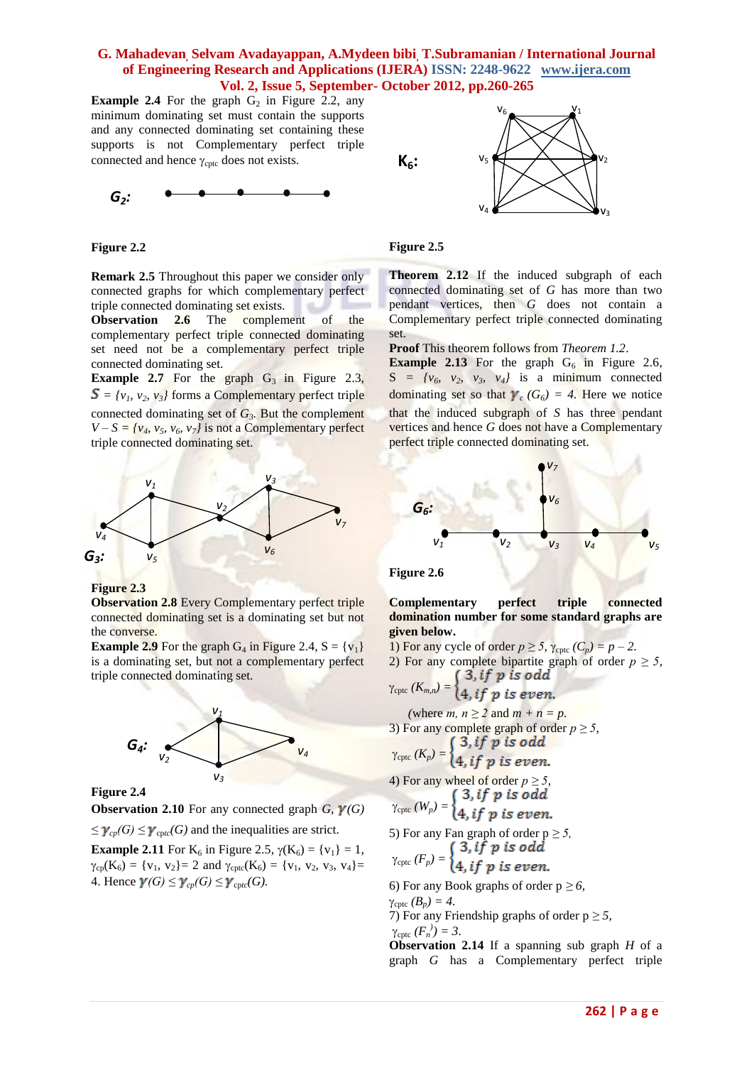**Example 2.4** For the graph $G_2$ in Figure 2.2, any minimum dominating set must contain the supports and any connected dominating set containing these supports is not Complementary perfect triple connected and hence $\gamma_{cptc}$ does not exists.

$G_2$:

**Figure 2.2**

**Remark 2.5** Throughout this paper we consider only connected graphs for which complementary perfect triple connected dominating set exists.

**Observation 2.6** The complement of the complementary perfect triple connected dominating set need not be a complementary perfect triple connected dominating set.

**Example 2.7** For the graph $G_3$ in Figure 2.3, $S = \{v_1, v_2, v_3\}$ forms a Complementary perfect triple connected dominating set of $G_3$. But the complement $V - S = \{v_4, v_5, v_6, v_7\}$ is not a Complementary perfect triple connected dominating set.

$G_3$:

**Figure 2.3**

**Observation 2.8** Every Complementary perfect triple connected dominating set is a dominating set but not the converse.

**Example 2.9** For the graph $G_4$ in Figure 2.4, $S = \{v_1\}$ is a dominating set, but not a complementary perfect triple connected dominating set.

$G_4$:

**Figure 2.4**

**Observation 2.10** For any connected graph $G$, $\gamma(G) \leq \gamma_{cp}(G) \leq \gamma_{cptc}(G)$ and the inequalities are strict.

**Example 2.11** For $K_6$ in Figure 2.5, $\gamma(K_6) = \{v_1\} = 1$, $\gamma_{cp}(K_6) = \{v_1, v_2\} = 2$ and $\gamma_{cptc}(K_6) = \{v_1, v_2, v_3, v_4\} = 4$. Hence $\gamma(G) \leq \gamma_{cp}(G) \leq \gamma_{cptc}(G)$.

$K_6$:

**Figure 2.5**

**Theorem 2.12** If the induced subgraph of each connected dominating set of $G$ has more than two pendant vertices, then $G$ does not contain a Complementary perfect triple connected dominating set.

**Proof** This theorem follows from *Theorem 1.2*.

**Example 2.13** For the graph $G_6$ in Figure 2.6, $S = \{v_6, v_2, v_3, v_4\}$ is a minimum connected dominating set so that $\gamma_c(G_6) = 4$. Here we notice that the induced subgraph of $S$ has three pendant vertices and hence $G$ does not have a Complementary perfect triple connected dominating set.

$G_6$:

**Figure 2.6**

**Complementary perfect triple connected domination number for some standard graphs are given below.**

1) For any cycle of order $p \geq 5$, $\gamma_{cptc}(C_p) = p - 2$.

2) For any complete bipartite graph of order $p \geq 5$,

$$\gamma_{cptc}(K_{m,n}) = \begin{cases} 3, & \text{if } p \text{ is odd} \\ 4, & \text{if } p \text{ is even.} \end{cases}$$

(where $m, n \geq 2$ and $m + n = p$.

3) For any complete graph of order $p \geq 5$,

$$\gamma_{cptc}(K_p) = \begin{cases} 3, & \text{if } p \text{ is odd} \\ 4, & \text{if } p \text{ is even.} \end{cases}$$

4) For any wheel of order $p \geq 5$,

$$\gamma_{cptc}(W_p) = \begin{cases} 3, & \text{if } p \text{ is odd} \\ 4, & \text{if } p \text{ is even.} \end{cases}$$

5) For any Fan graph of order $p \geq 5$,

$$\gamma_{cptc}(F_p) = \begin{cases} 3, & \text{if } p \text{ is odd} \\ 4, & \text{if } p \text{ is even.} \end{cases}$$

6) For any Book graphs of order $p \geq 6$, $\gamma_{cptc}(B_p) = 4$.

7) For any Friendship graphs of order $p \geq 5$, $\gamma_{cptc}(F_n^{\,j}) = 3$.

**Observation 2.14** If a spanning sub graph $H$ of a graph $G$ has a Complementary perfect triple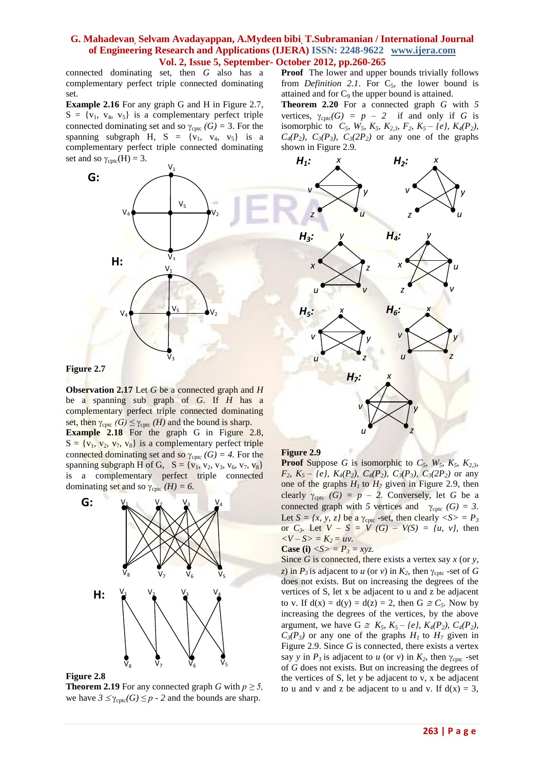connected dominating set, then $G$ also has a complementary perfect triple connected dominating set.

**Example 2.16** For any graph G and H in Figure 2.7, $S = \{v_1, v_4, v_5\}$ is a complementary perfect triple connected dominating set and so $\gamma_{cptc}(G) = 3$. For the spanning subgraph H, $S = \{v_1, v_4, v_5\}$ is a complementary perfect triple connected dominating set and so $\gamma_{cptc}(H) = 3$.

**Figure 2.7**

**Observation 2.17** Let $G$ be a connected graph and $H$ be a spanning sub graph of $G$. If $H$ has a complementary perfect triple connected dominating set, then $\gamma_{cptc}(G) \leq \gamma_{cptc}(H)$ and the bound is sharp.

**Example 2.18** For the graph G in Figure 2.8, $S = \{v_1, v_2, v_7, v_8\}$ is a complementary perfect triple connected dominating set and so $\gamma_{cptc}(G) = 4$. For the spanning subgraph H of G, $S = \{v_1, v_2, v_3, v_6, v_7, v_8\}$ is a complementary perfect triple connected dominating set and so $\gamma_{cptc}(H) = 6$.

**Figure 2.8**

**Theorem 2.19** For any connected graph $G$ with $p \geq 5$, we have $3 \leq \gamma_{cptc}(G) \leq p - 2$ and the bounds are sharp.

**Proof** The lower and upper bounds trivially follows from *Definition 2.1*. For $C_5$, the lower bound is attained and for $C_9$ the upper bound is attained.

**Theorem 2.20** For a connected graph $G$ with $5$ vertices, $\gamma_{cptc}(G) = p - 2$ if and only if $G$ is isomorphic to $C_5$, $W_5$, $K_5$, $K_{2,3}$, $F_2$, $K_5 - \{e\}$, $K_4(P_2)$, $C_4(P_2)$, $C_3(P_3)$, $C_3(2P_2)$ or any one of the graphs shown in Figure 2.9.

**Figure 2.9**

**Proof** Suppose $G$ is isomorphic to $C_5$, $W_5$, $K_5$, $K_{2,3}$, $F_2$, $K_5 - \{e\}$, $K_4(P_2)$, $C_4(P_2)$, $C_3(P_3)$, $C_3(2P_2)$ or any one of the graphs $H_1$ to $H_7$ given in Figure 2.9, then clearly $\gamma_{cptc}(G) = p - 2$. Conversely, let $G$ be a connected graph with $5$ vertices and $\gamma_{cptc}(G) = 3$. Let $S = \{x, y, z\}$ be a $\gamma_{cptc}$-set, then clearly $\langle S \rangle = P_3$ or $C_3$. Let $V - S = V(G) - V(S) = \{u, v\}$, then $\langle V - S \rangle = K_2 = uv$.

**Case (i)** $\langle S \rangle = P_3 = xyz$.

Since $G$ is connected, there exists a vertex say $x$ (or $y$, $z$) in $P_3$ is adjacent to $u$ (or $v$) in $K_2$, then $\gamma_{cptc}$-set of $G$ does not exists. But on increasing the degrees of the vertices of S, let x be adjacent to u and z be adjacent to v. If d(x) = d(y) = d(z) = 2, then G $\cong C_5$. Now by increasing the degrees of the vertices, by the above argument, we have G $\cong$ $K_5$, $K_5 - \{e\}$, $K_4(P_2)$, $C_4(P_2)$, $C_3(P_3)$ or any one of the graphs $H_1$ to $H_7$ given in Figure 2.9. Since $G$ is connected, there exists a vertex say $y$ in $P_3$ is adjacent to $u$ (or $v$) in $K_2$, then $\gamma_{cptc}$-set of $G$ does not exists. But on increasing the degrees of the vertices of S, let y be adjacent to v, x be adjacent to u and v and z be adjacent to u and v. If d(x) = 3,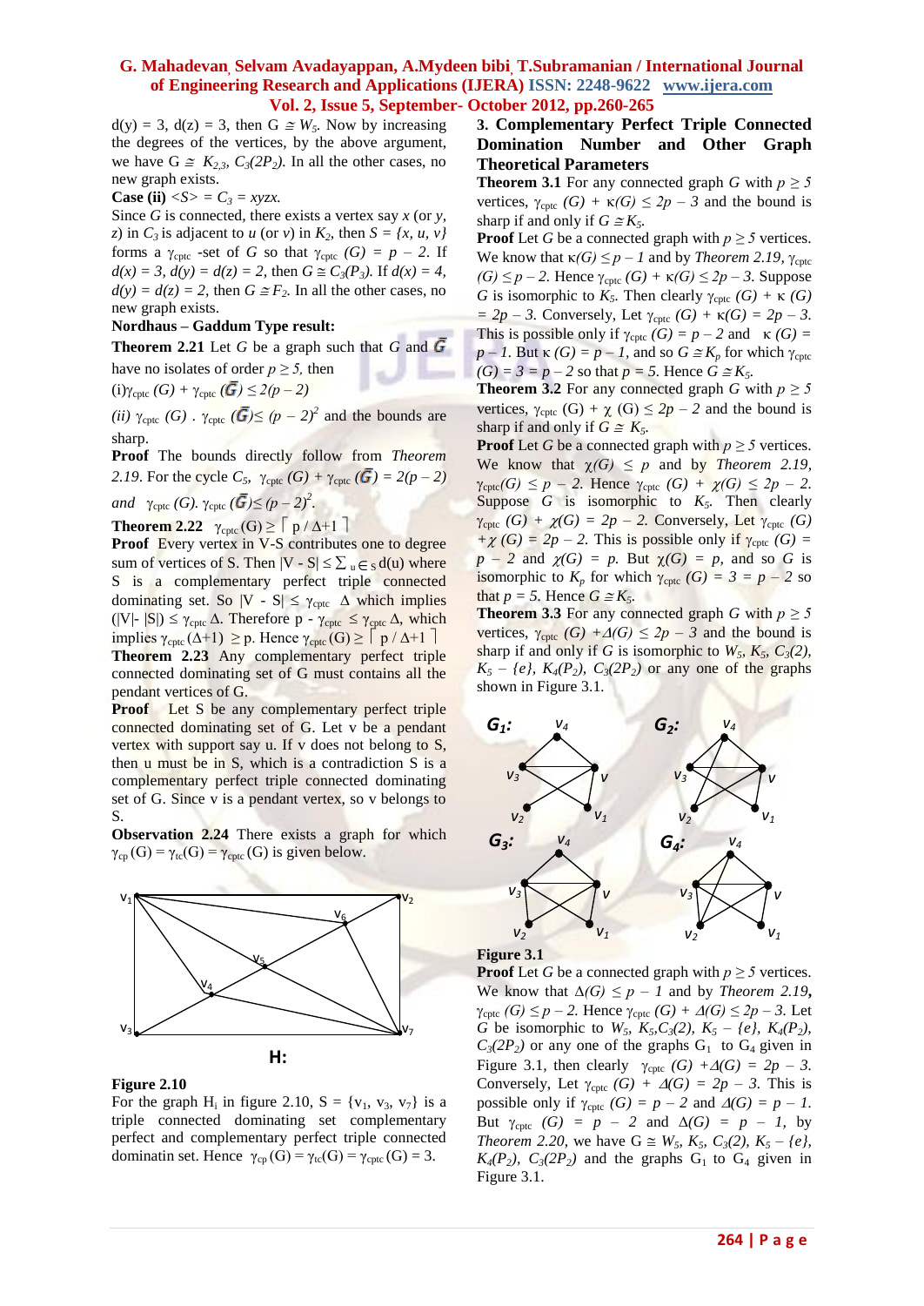$d(y) = 3$, $d(z) = 3$, then $G \cong W_5$. Now by increasing the degrees of the vertices, by the above argument, we have $G \cong K_{2,3}$, $C_3(2P_2)$. In all the other cases, no new graph exists.

**Case (ii)** $<S> = C_3 = xyzx$.

Since $G$ is connected, there exists a vertex say $x$ (or $y$, $z$) in $C_3$ is adjacent to $u$ (or $v$) in $K_2$, then $S = \{x, u, v\}$ forms a $\gamma_{cptc}$ -set of $G$ so that $\gamma_{cptc}(G) = p - 2$. If $d(x) = 3$, $d(y) = d(z) = 2$, then $G \cong C_3(P_3)$. If $d(x) = 4$, $d(y) = d(z) = 2$, then $G \cong F_2$. In all the other cases, no new graph exists.

**Nordhaus – Gaddum Type result:**

**Theorem 2.21** Let $G$ be a graph such that $G$ and $\bar{G}$ have no isolates of order $p \geq 5$, then

(i) $\gamma_{cptc}(G) + \gamma_{cptc}(\bar{G}) \leq 2(p - 2)$

(ii) $\gamma_{cptc}(G) \cdot \gamma_{cptc}(\bar{G}) \leq (p - 2)^2$ and the bounds are sharp.

**Proof** The bounds directly follow from *Theorem 2.19*. For the cycle $C_5$, $\gamma_{cptc}(G) + \gamma_{cptc}(\bar{G}) = 2(p - 2)$ and $\gamma_{cptc}(G) \cdot \gamma_{cptc}(\bar{G}) \leq (p - 2)^2$.

**Theorem 2.22** $\gamma_{cptc}(G) \geq \lceil p / \Delta+1 \rceil$

**Proof** Every vertex in V-S contributes one to degree sum of vertices of S. Then $|V - S| \leq \sum_{u \in S} d(u)$ where S is a complementary perfect triple connected dominating set. So $|V - S| \leq \gamma_{cptc}\ \Delta$ which implies $(|V| - |S|) \leq \gamma_{cptc}\Delta$. Therefore $p - \gamma_{cptc} \leq \gamma_{cptc}\Delta$, which implies $\gamma_{cptc}(\Delta+1) \geq p$. Hence $\gamma_{cptc}(G) \geq \lceil p / \Delta+1 \rceil$

**Theorem 2.23** Any complementary perfect triple connected dominating set of G must contains all the pendant vertices of G.

**Proof** Let S be any complementary perfect triple connected dominating set of G. Let v be a pendant vertex with support say u. If v does not belong to S, then u must be in S, which is a contradiction S is a complementary perfect triple connected dominating set of G. Since v is a pendant vertex, so v belongs to S.

**Observation 2.24** There exists a graph for which $\gamma_{cp}(G) = \gamma_{tc}(G) = \gamma_{cptc}(G)$ is given below.

H:

**Figure 2.10**

For the graph $H_i$ in figure 2.10, $S = \{v_1, v_3, v_7\}$ is a triple connected dominating set complementary perfect and complementary perfect triple connected dominatin set. Hence $\gamma_{cp}(G) = \gamma_{tc}(G) = \gamma_{cptc}(G) = 3$.

## 3. Complementary Perfect Triple Connected Domination Number and Other Graph Theoretical Parameters

**Theorem 3.1** For any connected graph $G$ with $p \geq 5$ vertices, $\gamma_{cptc}(G) + \kappa(G) \leq 2p - 3$ and the bound is sharp if and only if $G \cong K_5$.

**Proof** Let $G$ be a connected graph with $p \geq 5$ vertices. We know that $\kappa(G) \leq p - 1$ and by *Theorem 2.19*, $\gamma_{cptc}(G) \leq p - 2$. Hence $\gamma_{cptc}(G) + \kappa(G) \leq 2p - 3$. Suppose $G$ is isomorphic to $K_5$. Then clearly $\gamma_{cptc}(G) + \kappa(G) = 2p - 3$. Conversely, Let $\gamma_{cptc}(G) + \kappa(G) = 2p - 3$. This is possible only if $\gamma_{cptc}(G) = p - 2$ and $\kappa(G) = p - 1$. But $\kappa(G) = p - 1$, and so $G \cong K_p$ for which $\gamma_{cptc}(G) = 3 = p - 2$ so that $p = 5$. Hence $G \cong K_5$.

**Theorem 3.2** For any connected graph $G$ with $p \geq 5$ vertices, $\gamma_{cptc}(G) + \chi(G) \leq 2p - 2$ and the bound is sharp if and only if $G \cong K_5$.

**Proof** Let $G$ be a connected graph with $p \geq 5$ vertices. We know that $\chi(G) \leq p$ and by *Theorem 2.19*, $\gamma_{cptc}(G) \leq p - 2$. Hence $\gamma_{cptc}(G) + \chi(G) \leq 2p - 2$. Suppose $G$ is isomorphic to $K_5$. Then clearly $\gamma_{cptc}(G) + \chi(G) = 2p - 2$. Conversely, Let $\gamma_{cptc}(G) + \chi(G) = 2p - 2$. This is possible only if $\gamma_{cptc}(G) = p - 2$ and $\chi(G) = p$. But $\chi(G) = p$, and so $G$ is isomorphic to $K_p$ for which $\gamma_{cptc}(G) = 3 = p - 2$ so that $p = 5$. Hence $G \cong K_5$.

**Theorem 3.3** For any connected graph $G$ with $p \geq 5$ vertices, $\gamma_{cptc}(G) + \Delta(G) \leq 2p - 3$ and the bound is sharp if and only if $G$ is isomorphic to $W_5$, $K_5$, $C_3(2)$, $K_5 - \{e\}$, $K_4(P_2)$, $C_3(2P_2)$ or any one of the graphs shown in Figure 3.1.

**Figure 3.1**

**Proof** Let $G$ be a connected graph with $p \geq 5$ vertices. We know that $\Delta(G) \leq p - 1$ and by *Theorem 2.19*, $\gamma_{cptc}(G) \leq p - 2$. Hence $\gamma_{cptc}(G) + \Delta(G) \leq 2p - 3$. Let $G$ be isomorphic to $W_5$, $K_5$, $C_3(2)$, $K_5 - \{e\}$, $K_4(P_2)$, $C_3(2P_2)$ or any one of the graphs $G_1$ to $G_4$ given in Figure 3.1, then clearly $\gamma_{cptc}(G) + \Delta(G) = 2p - 3$. Conversely, Let $\gamma_{cptc}(G) + \Delta(G) = 2p - 3$. This is possible only if $\gamma_{cptc}(G) = p - 2$ and $\Delta(G) = p - 1$. But $\gamma_{cptc}(G) = p - 2$ and $\Delta(G) = p - 1$, by *Theorem 2.20*, we have $G \cong W_5$, $K_5$, $C_3(2)$, $K_5 - \{e\}$, $K_4(P_2)$, $C_3(2P_2)$ and the graphs $G_1$ to $G_4$ given in Figure 3.1.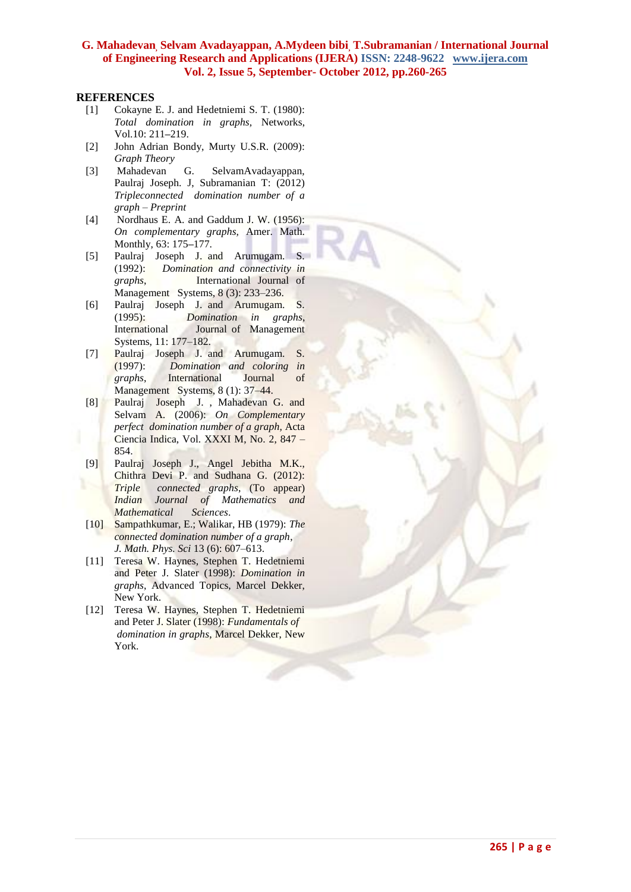## REFERENCES

[1] Cokayne E. J. and Hedetniemi S. T. (1980): *Total domination in graphs*, Networks, Vol.10: 211–219.

[2] John Adrian Bondy, Murty U.S.R. (2009): *Graph Theory*

[3] Mahadevan G. SelvamAvadayappan, Paulraj Joseph. J, Subramanian T: (2012) *Tripleconnected domination number of a graph – Preprint*

[4] Nordhaus E. A. and Gaddum J. W. (1956): *On complementary graphs*, Amer. Math. Monthly, 63: 175–177.

[5] Paulraj Joseph J. and Arumugam. S. (1992): *Domination and connectivity in graphs*, International Journal of Management Systems, 8 (3): 233–236.

[6] Paulraj Joseph J. and Arumugam. S. (1995): *Domination in graphs*, International Journal of Management Systems, 11: 177–182.

[7] Paulraj Joseph J. and Arumugam. S. (1997): *Domination and coloring in graphs*, International Journal of Management Systems, 8 (1): 37–44.

[8] Paulraj Joseph J. , Mahadevan G. and Selvam A. (2006): *On Complementary perfect domination number of a graph*, Acta Ciencia Indica, Vol. XXXI M, No. 2, 847 – 854.

[9] Paulraj Joseph J., Angel Jebitha M.K., Chithra Devi P. and Sudhana G. (2012): *Triple connected graphs*, (To appear) *Indian Journal of Mathematics and Mathematical Sciences*.

[10] Sampathkumar, E.; Walikar, HB (1979): *The connected domination number of a graph*, *J. Math. Phys. Sci* 13 (6): 607–613.

[11] Teresa W. Haynes, Stephen T. Hedetniemi and Peter J. Slater (1998): *Domination in graphs*, Advanced Topics, Marcel Dekker, New York.

[12] Teresa W. Haynes, Stephen T. Hedetniemi and Peter J. Slater (1998): *Fundamentals of domination in graphs*, Marcel Dekker, New York.